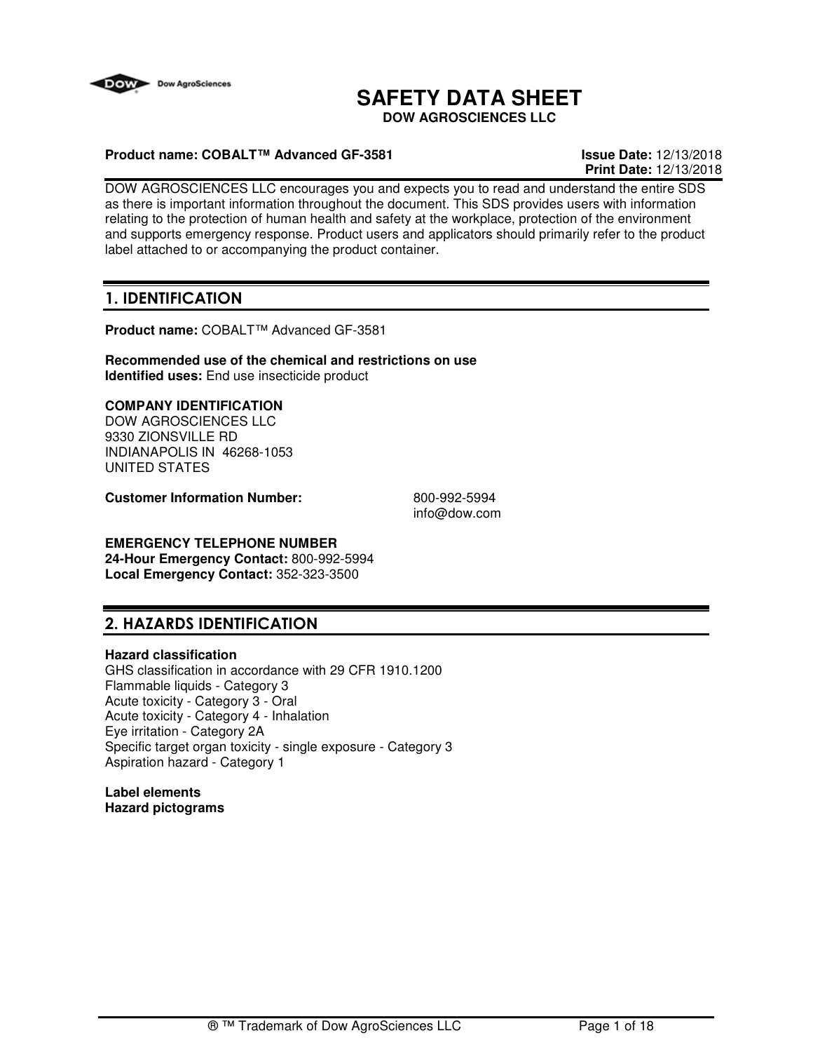# SAFETY DATA SHEET

**DOW AGROSCIENCES LLC**

**Product name: COBALT™ Advanced GF-3581** **Issue Date:** 12/13/2018
**Print Date:** 12/13/2018

DOW AGROSCIENCES LLC encourages you and expects you to read and understand the entire SDS as there is important information throughout the document. This SDS provides users with information relating to the protection of human health and safety at the workplace, protection of the environment and supports emergency response. Product users and applicators should primarily refer to the product label attached to or accompanying the product container.

## 1. IDENTIFICATION

**Product name:** COBALT™ Advanced GF-3581

**Recommended use of the chemical and restrictions on use**
**Identified uses:** End use insecticide product

**COMPANY IDENTIFICATION**
DOW AGROSCIENCES LLC
9330 ZIONSVILLE RD
INDIANAPOLIS IN 46268-1053
UNITED STATES

**Customer Information Number:** 800-992-5994
info@dow.com

**EMERGENCY TELEPHONE NUMBER**
**24-Hour Emergency Contact:** 800-992-5994
**Local Emergency Contact:** 352-323-3500

## 2. HAZARDS IDENTIFICATION

**Hazard classification**
GHS classification in accordance with 29 CFR 1910.1200
Flammable liquids - Category 3
Acute toxicity - Category 3 - Oral
Acute toxicity - Category 4 - Inhalation
Eye irritation - Category 2A
Specific target organ toxicity - single exposure - Category 3
Aspiration hazard - Category 1

**Label elements**
**Hazard pictograms**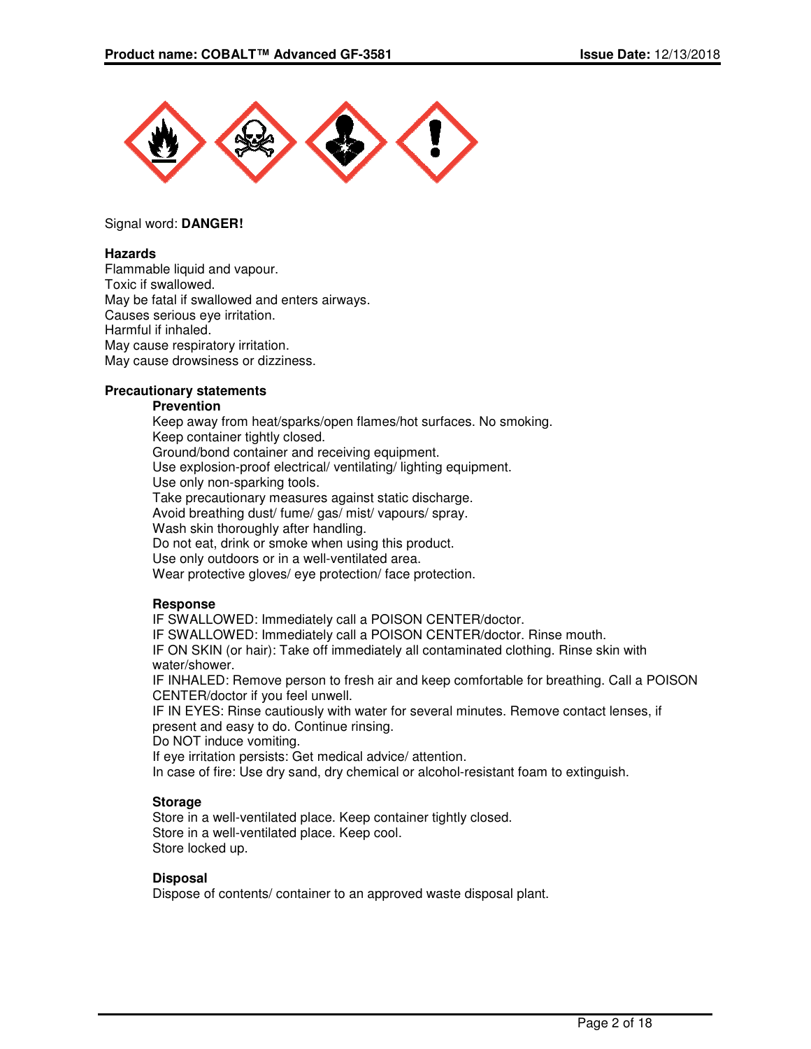Signal word: **DANGER!**

**Hazards**

Flammable liquid and vapour.
Toxic if swallowed.
May be fatal if swallowed and enters airways.
Causes serious eye irritation.
Harmful if inhaled.
May cause respiratory irritation.
May cause drowsiness or dizziness.

**Precautionary statements**

**Prevention**

Keep away from heat/sparks/open flames/hot surfaces. No smoking.
Keep container tightly closed.
Ground/bond container and receiving equipment.
Use explosion-proof electrical/ ventilating/ lighting equipment.
Use only non-sparking tools.
Take precautionary measures against static discharge.
Avoid breathing dust/ fume/ gas/ mist/ vapours/ spray.
Wash skin thoroughly after handling.
Do not eat, drink or smoke when using this product.
Use only outdoors or in a well-ventilated area.
Wear protective gloves/ eye protection/ face protection.

**Response**

IF SWALLOWED: Immediately call a POISON CENTER/doctor.
IF SWALLOWED: Immediately call a POISON CENTER/doctor. Rinse mouth.
IF ON SKIN (or hair): Take off immediately all contaminated clothing. Rinse skin with water/shower.
IF INHALED: Remove person to fresh air and keep comfortable for breathing. Call a POISON CENTER/doctor if you feel unwell.
IF IN EYES: Rinse cautiously with water for several minutes. Remove contact lenses, if present and easy to do. Continue rinsing.
Do NOT induce vomiting.
If eye irritation persists: Get medical advice/ attention.
In case of fire: Use dry sand, dry chemical or alcohol-resistant foam to extinguish.

**Storage**

Store in a well-ventilated place. Keep container tightly closed.
Store in a well-ventilated place. Keep cool.
Store locked up.

**Disposal**

Dispose of contents/ container to an approved waste disposal plant.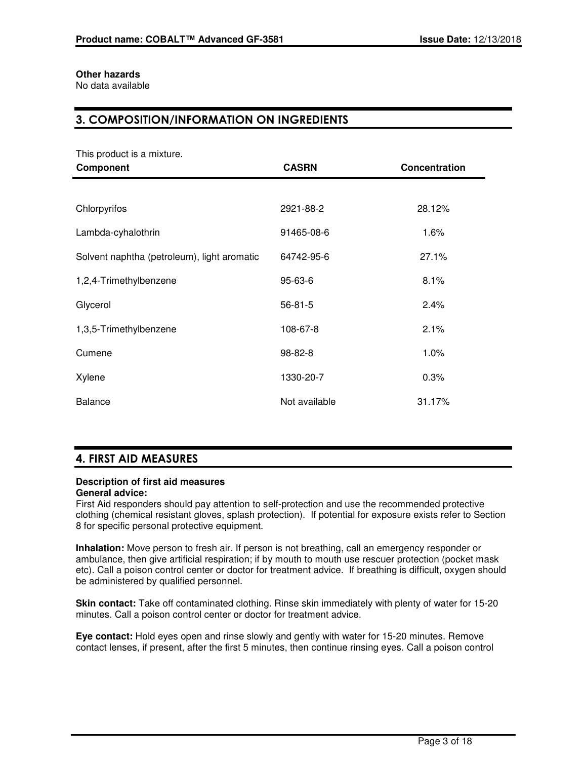**Other hazards**
No data available

## 3. COMPOSITION/INFORMATION ON INGREDIENTS

This product is a mixture.

| Component | CASRN | Concentration |
|---|---|---|
| Chlorpyrifos | 2921-88-2 | 28.12% |
| Lambda-cyhalothrin | 91465-08-6 | 1.6% |
| Solvent naphtha (petroleum), light aromatic | 64742-95-6 | 27.1% |
| 1,2,4-Trimethylbenzene | 95-63-6 | 8.1% |
| Glycerol | 56-81-5 | 2.4% |
| 1,3,5-Trimethylbenzene | 108-67-8 | 2.1% |
| Cumene | 98-82-8 | 1.0% |
| Xylene | 1330-20-7 | 0.3% |
| Balance | Not available | 31.17% |

## 4. FIRST AID MEASURES

**Description of first aid measures**
**General advice:**
First Aid responders should pay attention to self-protection and use the recommended protective clothing (chemical resistant gloves, splash protection). If potential for exposure exists refer to Section 8 for specific personal protective equipment.

**Inhalation:** Move person to fresh air. If person is not breathing, call an emergency responder or ambulance, then give artificial respiration; if by mouth to mouth use rescuer protection (pocket mask etc). Call a poison control center or doctor for treatment advice. If breathing is difficult, oxygen should be administered by qualified personnel.

**Skin contact:** Take off contaminated clothing. Rinse skin immediately with plenty of water for 15-20 minutes. Call a poison control center or doctor for treatment advice.

**Eye contact:** Hold eyes open and rinse slowly and gently with water for 15-20 minutes. Remove contact lenses, if present, after the first 5 minutes, then continue rinsing eyes. Call a poison control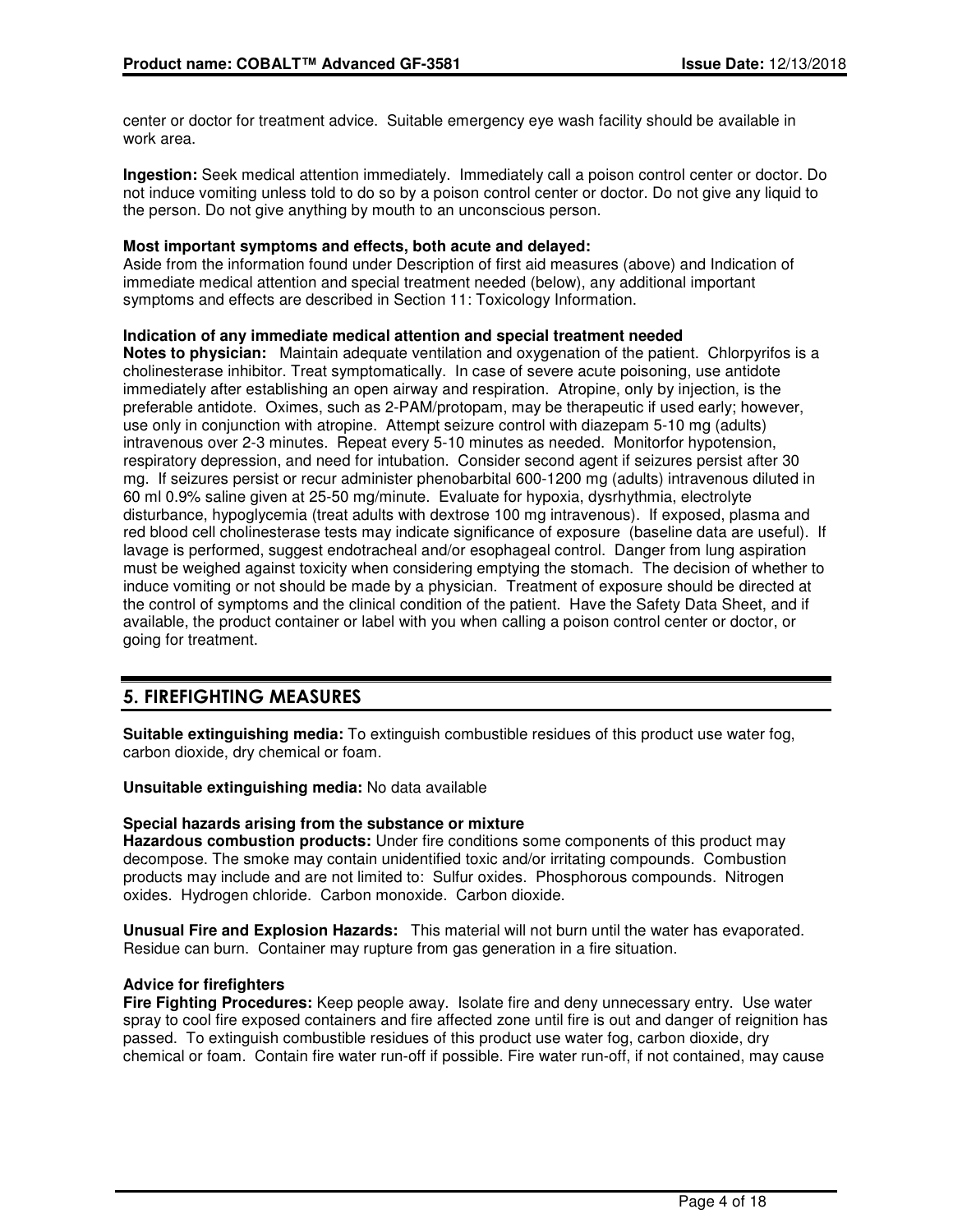center or doctor for treatment advice. Suitable emergency eye wash facility should be available in work area.

**Ingestion:** Seek medical attention immediately. Immediately call a poison control center or doctor. Do not induce vomiting unless told to do so by a poison control center or doctor. Do not give any liquid to the person. Do not give anything by mouth to an unconscious person.

**Most important symptoms and effects, both acute and delayed:**
Aside from the information found under Description of first aid measures (above) and Indication of immediate medical attention and special treatment needed (below), any additional important symptoms and effects are described in Section 11: Toxicology Information.

**Indication of any immediate medical attention and special treatment needed**
**Notes to physician:** Maintain adequate ventilation and oxygenation of the patient. Chlorpyrifos is a cholinesterase inhibitor. Treat symptomatically. In case of severe acute poisoning, use antidote immediately after establishing an open airway and respiration. Atropine, only by injection, is the preferable antidote. Oximes, such as 2-PAM/protopam, may be therapeutic if used early; however, use only in conjunction with atropine. Attempt seizure control with diazepam 5-10 mg (adults) intravenous over 2-3 minutes. Repeat every 5-10 minutes as needed. Monitorfor hypotension, respiratory depression, and need for intubation. Consider second agent if seizures persist after 30 mg. If seizures persist or recur administer phenobarbital 600-1200 mg (adults) intravenous diluted in 60 ml 0.9% saline given at 25-50 mg/minute. Evaluate for hypoxia, dysrhythmia, electrolyte disturbance, hypoglycemia (treat adults with dextrose 100 mg intravenous). If exposed, plasma and red blood cell cholinesterase tests may indicate significance of exposure (baseline data are useful). If lavage is performed, suggest endotracheal and/or esophageal control. Danger from lung aspiration must be weighed against toxicity when considering emptying the stomach. The decision of whether to induce vomiting or not should be made by a physician. Treatment of exposure should be directed at the control of symptoms and the clinical condition of the patient. Have the Safety Data Sheet, and if available, the product container or label with you when calling a poison control center or doctor, or going for treatment.

## 5. FIREFIGHTING MEASURES

**Suitable extinguishing media:** To extinguish combustible residues of this product use water fog, carbon dioxide, dry chemical or foam.

**Unsuitable extinguishing media:** No data available

**Special hazards arising from the substance or mixture**
**Hazardous combustion products:** Under fire conditions some components of this product may decompose. The smoke may contain unidentified toxic and/or irritating compounds. Combustion products may include and are not limited to: Sulfur oxides. Phosphorous compounds. Nitrogen oxides. Hydrogen chloride. Carbon monoxide. Carbon dioxide.

**Unusual Fire and Explosion Hazards:** This material will not burn until the water has evaporated. Residue can burn. Container may rupture from gas generation in a fire situation.

**Advice for firefighters**
**Fire Fighting Procedures:** Keep people away. Isolate fire and deny unnecessary entry. Use water spray to cool fire exposed containers and fire affected zone until fire is out and danger of reignition has passed. To extinguish combustible residues of this product use water fog, carbon dioxide, dry chemical or foam. Contain fire water run-off if possible. Fire water run-off, if not contained, may cause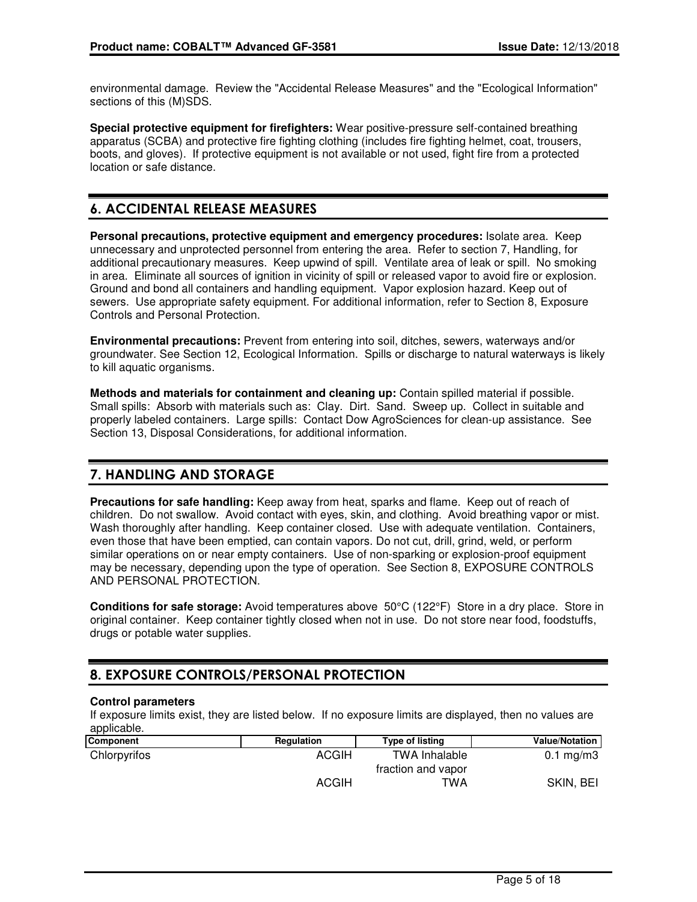environmental damage. Review the "Accidental Release Measures" and the "Ecological Information" sections of this (M)SDS.

**Special protective equipment for firefighters:** Wear positive-pressure self-contained breathing apparatus (SCBA) and protective fire fighting clothing (includes fire fighting helmet, coat, trousers, boots, and gloves). If protective equipment is not available or not used, fight fire from a protected location or safe distance.

## 6. ACCIDENTAL RELEASE MEASURES

**Personal precautions, protective equipment and emergency procedures:** Isolate area. Keep unnecessary and unprotected personnel from entering the area. Refer to section 7, Handling, for additional precautionary measures. Keep upwind of spill. Ventilate area of leak or spill. No smoking in area. Eliminate all sources of ignition in vicinity of spill or released vapor to avoid fire or explosion. Ground and bond all containers and handling equipment. Vapor explosion hazard. Keep out of sewers. Use appropriate safety equipment. For additional information, refer to Section 8, Exposure Controls and Personal Protection.

**Environmental precautions:** Prevent from entering into soil, ditches, sewers, waterways and/or groundwater. See Section 12, Ecological Information. Spills or discharge to natural waterways is likely to kill aquatic organisms.

**Methods and materials for containment and cleaning up:** Contain spilled material if possible. Small spills: Absorb with materials such as: Clay. Dirt. Sand. Sweep up. Collect in suitable and properly labeled containers. Large spills: Contact Dow AgroSciences for clean-up assistance. See Section 13, Disposal Considerations, for additional information.

## 7. HANDLING AND STORAGE

**Precautions for safe handling:** Keep away from heat, sparks and flame. Keep out of reach of children. Do not swallow. Avoid contact with eyes, skin, and clothing. Avoid breathing vapor or mist. Wash thoroughly after handling. Keep container closed. Use with adequate ventilation. Containers, even those that have been emptied, can contain vapors. Do not cut, drill, grind, weld, or perform similar operations on or near empty containers. Use of non-sparking or explosion-proof equipment may be necessary, depending upon the type of operation. See Section 8, EXPOSURE CONTROLS AND PERSONAL PROTECTION.

**Conditions for safe storage:** Avoid temperatures above 50°C (122°F) Store in a dry place. Store in original container. Keep container tightly closed when not in use. Do not store near food, foodstuffs, drugs or potable water supplies.

## 8. EXPOSURE CONTROLS/PERSONAL PROTECTION

**Control parameters**

If exposure limits exist, they are listed below. If no exposure limits are displayed, then no values are applicable.

| Component | Regulation | Type of listing | Value/Notation |
|---|---|---|---|
| Chlorpyrifos | ACGIH | TWA Inhalable fraction and vapor | 0.1 mg/m3 |
| | ACGIH | TWA | SKIN, BEI |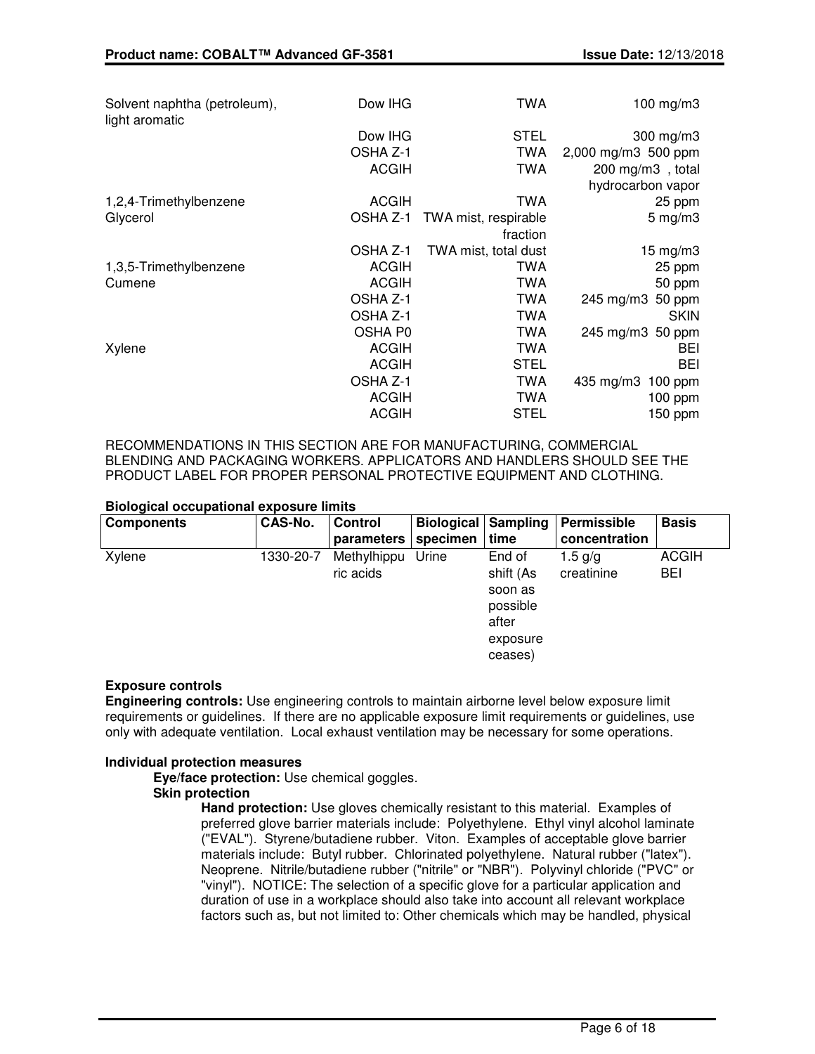| | | | |
|---|---|---|---|
| Solvent naphtha (petroleum), light aromatic | Dow IHG | TWA | 100 mg/m3 |
| | Dow IHG | STEL | 300 mg/m3 |
| | OSHA Z-1 | TWA | 2,000 mg/m3 500 ppm |
| | ACGIH | TWA | 200 mg/m3 , total hydrocarbon vapor |
| 1,2,4-Trimethylbenzene | ACGIH | TWA | 25 ppm |
| Glycerol | OSHA Z-1 | TWA mist, respirable fraction | 5 mg/m3 |
| | OSHA Z-1 | TWA mist, total dust | 15 mg/m3 |
| 1,3,5-Trimethylbenzene | ACGIH | TWA | 25 ppm |
| Cumene | ACGIH | TWA | 50 ppm |
| | OSHA Z-1 | TWA | 245 mg/m3 50 ppm |
| | OSHA Z-1 | TWA | SKIN |
| | OSHA P0 | TWA | 245 mg/m3 50 ppm |
| Xylene | ACGIH | TWA | BEI |
| | ACGIH | STEL | BEI |
| | OSHA Z-1 | TWA | 435 mg/m3 100 ppm |
| | ACGIH | TWA | 100 ppm |
| | ACGIH | STEL | 150 ppm |

RECOMMENDATIONS IN THIS SECTION ARE FOR MANUFACTURING, COMMERCIAL BLENDING AND PACKAGING WORKERS. APPLICATORS AND HANDLERS SHOULD SEE THE PRODUCT LABEL FOR PROPER PERSONAL PROTECTIVE EQUIPMENT AND CLOTHING.

**Biological occupational exposure limits**

| Components | CAS-No. | Control parameters | Biological specimen | Sampling time | Permissible concentration | Basis |
|---|---|---|---|---|---|---|
| Xylene | 1330-20-7 | Methylhippuric acids | Urine | End of shift (As soon as possible after exposure ceases) | 1.5 g/g creatinine | ACGIH BEI |

**Exposure controls**

**Engineering controls:** Use engineering controls to maintain airborne level below exposure limit requirements or guidelines. If there are no applicable exposure limit requirements or guidelines, use only with adequate ventilation. Local exhaust ventilation may be necessary for some operations.

**Individual protection measures**

**Eye/face protection:** Use chemical goggles.

**Skin protection**

**Hand protection:** Use gloves chemically resistant to this material. Examples of preferred glove barrier materials include: Polyethylene. Ethyl vinyl alcohol laminate ("EVAL"). Styrene/butadiene rubber. Viton. Examples of acceptable glove barrier materials include: Butyl rubber. Chlorinated polyethylene. Natural rubber ("latex"). Neoprene. Nitrile/butadiene rubber ("nitrile" or "NBR"). Polyvinyl chloride ("PVC" or "vinyl"). NOTICE: The selection of a specific glove for a particular application and duration of use in a workplace should also take into account all relevant workplace factors such as, but not limited to: Other chemicals which may be handled, physical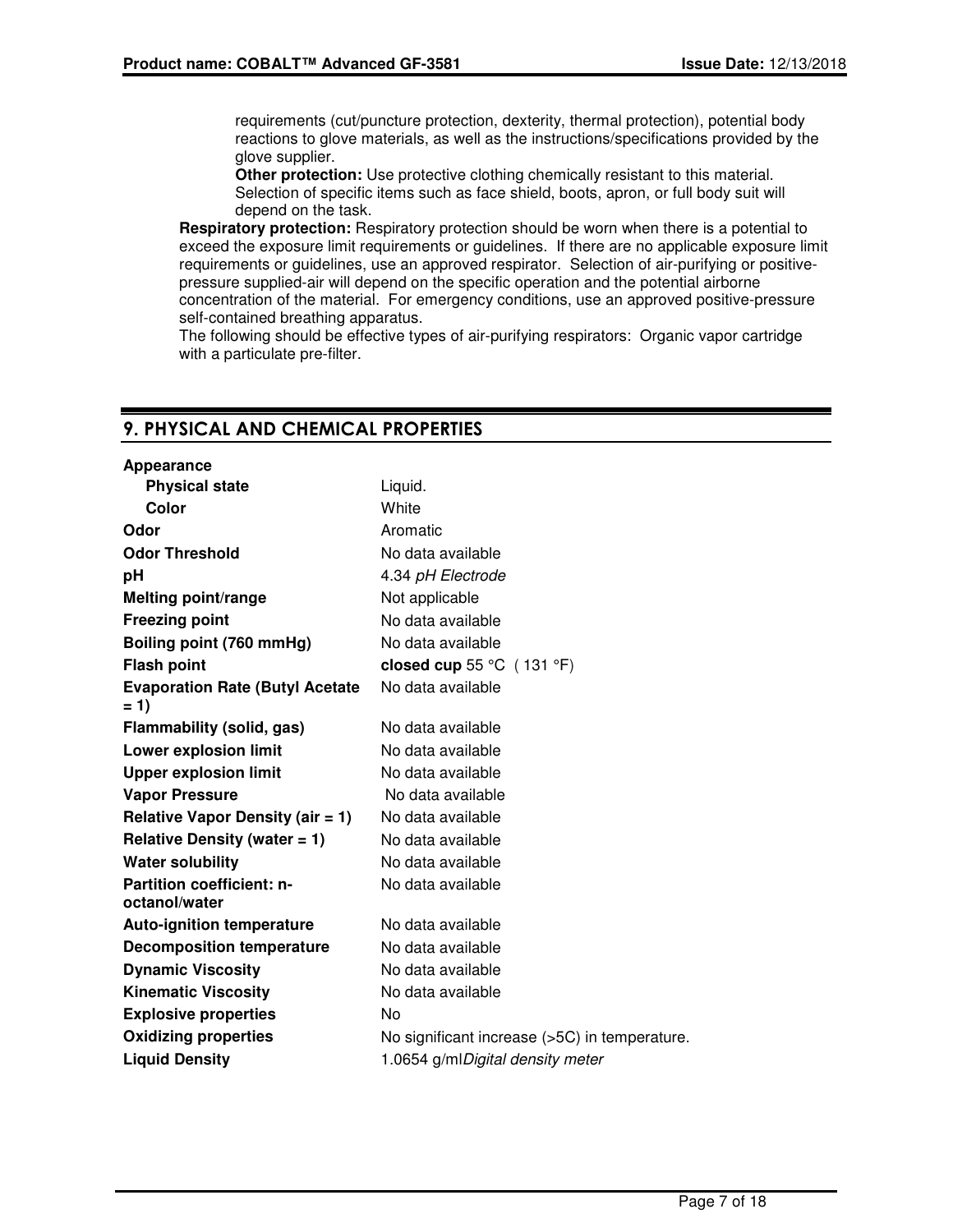requirements (cut/puncture protection, dexterity, thermal protection), potential body reactions to glove materials, as well as the instructions/specifications provided by the glove supplier.

**Other protection:** Use protective clothing chemically resistant to this material. Selection of specific items such as face shield, boots, apron, or full body suit will depend on the task.

**Respiratory protection:** Respiratory protection should be worn when there is a potential to exceed the exposure limit requirements or guidelines. If there are no applicable exposure limit requirements or guidelines, use an approved respirator. Selection of air-purifying or positive-pressure supplied-air will depend on the specific operation and the potential airborne concentration of the material. For emergency conditions, use an approved positive-pressure self-contained breathing apparatus.

The following should be effective types of air-purifying respirators: Organic vapor cartridge with a particulate pre-filter.

## 9. PHYSICAL AND CHEMICAL PROPERTIES

**Appearance**

| | |
|---|---|
| **Physical state** | Liquid. |
| **Color** | White |
| **Odor** | Aromatic |
| **Odor Threshold** | No data available |
| **pH** | 4.34 *pH Electrode* |
| **Melting point/range** | Not applicable |
| **Freezing point** | No data available |
| **Boiling point (760 mmHg)** | No data available |
| **Flash point** | **closed cup** 55 °C ( 131 °F) |
| **Evaporation Rate (Butyl Acetate = 1)** | No data available |
| **Flammability (solid, gas)** | No data available |
| **Lower explosion limit** | No data available |
| **Upper explosion limit** | No data available |
| **Vapor Pressure** | No data available |
| **Relative Vapor Density (air = 1)** | No data available |
| **Relative Density (water = 1)** | No data available |
| **Water solubility** | No data available |
| **Partition coefficient: n-octanol/water** | No data available |
| **Auto-ignition temperature** | No data available |
| **Decomposition temperature** | No data available |
| **Dynamic Viscosity** | No data available |
| **Kinematic Viscosity** | No data available |
| **Explosive properties** | No |
| **Oxidizing properties** | No significant increase (>5C) in temperature. |
| **Liquid Density** | 1.0654 g/ml*Digital density meter* |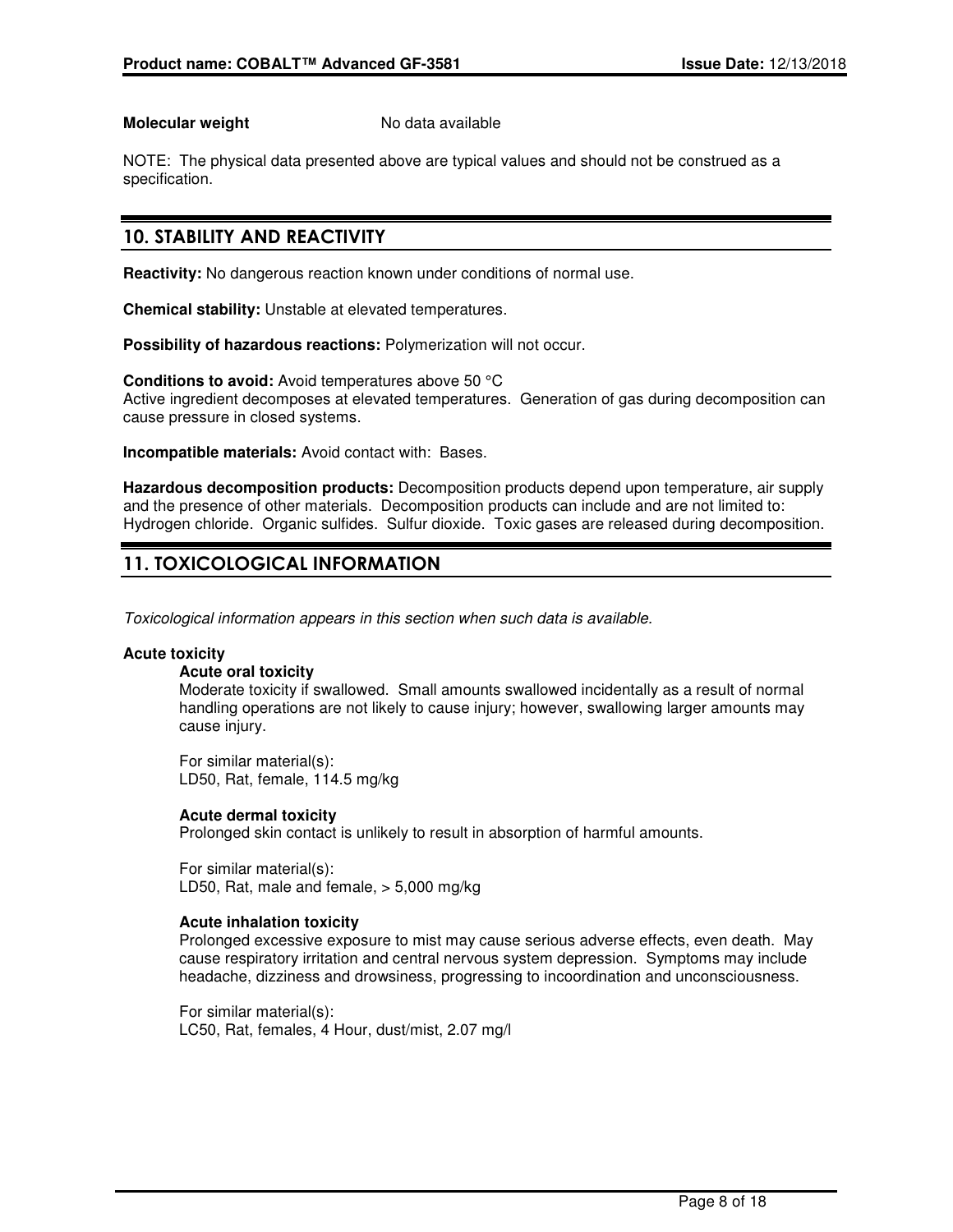**Molecular weight** No data available

NOTE: The physical data presented above are typical values and should not be construed as a specification.

## 10. STABILITY AND REACTIVITY

**Reactivity:** No dangerous reaction known under conditions of normal use.

**Chemical stability:** Unstable at elevated temperatures.

**Possibility of hazardous reactions:** Polymerization will not occur.

**Conditions to avoid:** Avoid temperatures above 50 °C
Active ingredient decomposes at elevated temperatures. Generation of gas during decomposition can cause pressure in closed systems.

**Incompatible materials:** Avoid contact with: Bases.

**Hazardous decomposition products:** Decomposition products depend upon temperature, air supply and the presence of other materials. Decomposition products can include and are not limited to: Hydrogen chloride. Organic sulfides. Sulfur dioxide. Toxic gases are released during decomposition.

## 11. TOXICOLOGICAL INFORMATION

*Toxicological information appears in this section when such data is available.*

**Acute toxicity**

**Acute oral toxicity**
Moderate toxicity if swallowed. Small amounts swallowed incidentally as a result of normal handling operations are not likely to cause injury; however, swallowing larger amounts may cause injury.

For similar material(s):
LD50, Rat, female, 114.5 mg/kg

**Acute dermal toxicity**
Prolonged skin contact is unlikely to result in absorption of harmful amounts.

For similar material(s):
LD50, Rat, male and female, > 5,000 mg/kg

**Acute inhalation toxicity**
Prolonged excessive exposure to mist may cause serious adverse effects, even death. May cause respiratory irritation and central nervous system depression. Symptoms may include headache, dizziness and drowsiness, progressing to incoordination and unconsciousness.

For similar material(s):
LC50, Rat, females, 4 Hour, dust/mist, 2.07 mg/l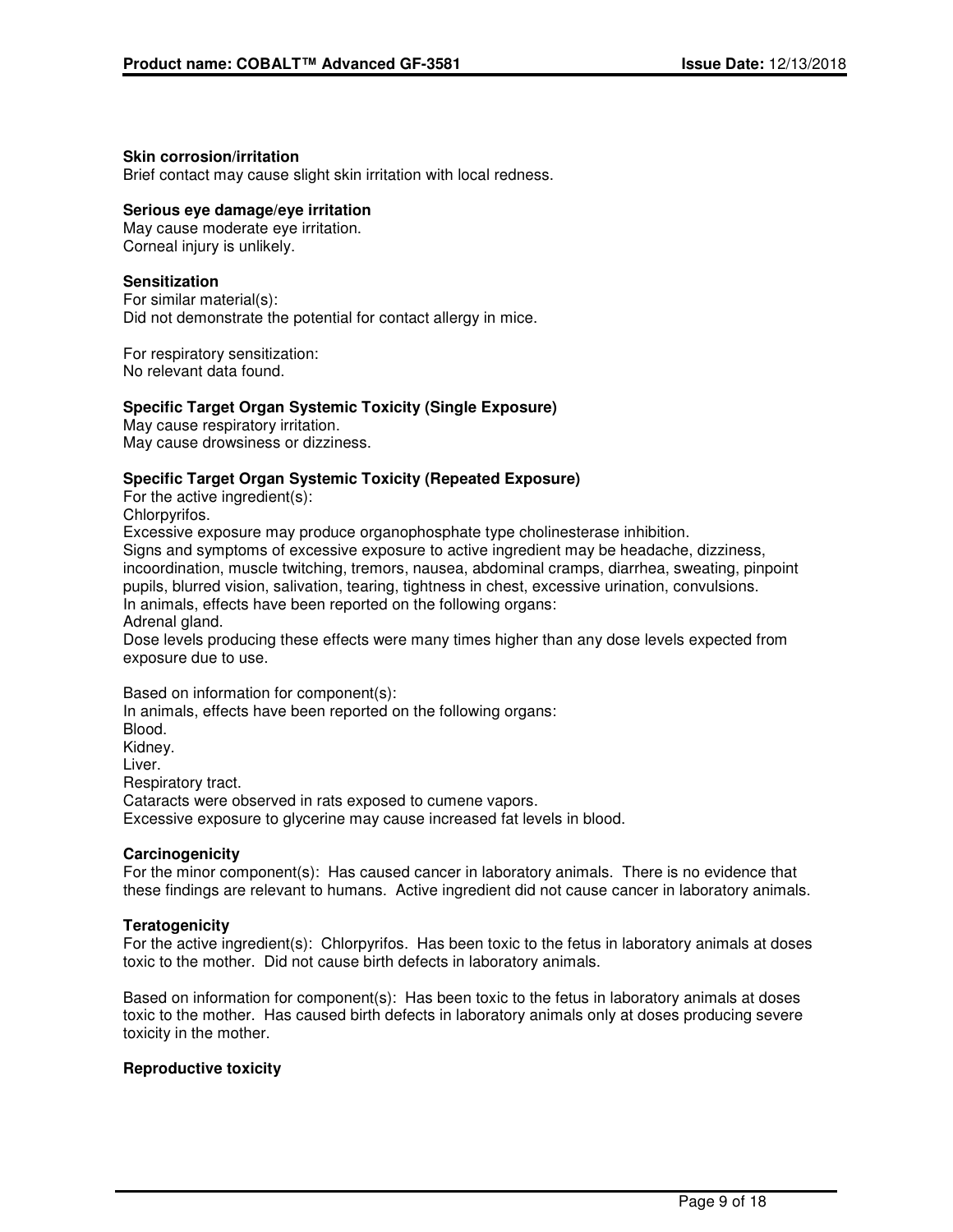**Skin corrosion/irritation**
Brief contact may cause slight skin irritation with local redness.

**Serious eye damage/eye irritation**
May cause moderate eye irritation.
Corneal injury is unlikely.

**Sensitization**
For similar material(s):
Did not demonstrate the potential for contact allergy in mice.

For respiratory sensitization:
No relevant data found.

**Specific Target Organ Systemic Toxicity (Single Exposure)**
May cause respiratory irritation.
May cause drowsiness or dizziness.

**Specific Target Organ Systemic Toxicity (Repeated Exposure)**
For the active ingredient(s):
Chlorpyrifos.
Excessive exposure may produce organophosphate type cholinesterase inhibition.
Signs and symptoms of excessive exposure to active ingredient may be headache, dizziness, incoordination, muscle twitching, tremors, nausea, abdominal cramps, diarrhea, sweating, pinpoint pupils, blurred vision, salivation, tearing, tightness in chest, excessive urination, convulsions.
In animals, effects have been reported on the following organs:
Adrenal gland.
Dose levels producing these effects were many times higher than any dose levels expected from exposure due to use.

Based on information for component(s):
In animals, effects have been reported on the following organs:
Blood.
Kidney.
Liver.
Respiratory tract.
Cataracts were observed in rats exposed to cumene vapors.
Excessive exposure to glycerine may cause increased fat levels in blood.

**Carcinogenicity**
For the minor component(s): Has caused cancer in laboratory animals. There is no evidence that these findings are relevant to humans. Active ingredient did not cause cancer in laboratory animals.

**Teratogenicity**
For the active ingredient(s): Chlorpyrifos. Has been toxic to the fetus in laboratory animals at doses toxic to the mother. Did not cause birth defects in laboratory animals.

Based on information for component(s): Has been toxic to the fetus in laboratory animals at doses toxic to the mother. Has caused birth defects in laboratory animals only at doses producing severe toxicity in the mother.

**Reproductive toxicity**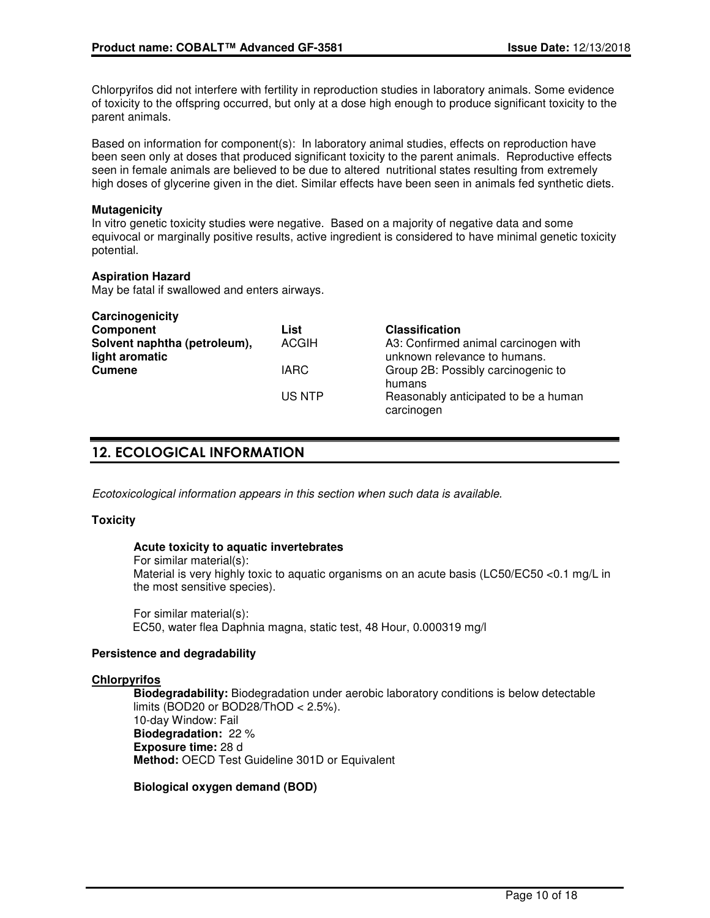Chlorpyrifos did not interfere with fertility in reproduction studies in laboratory animals. Some evidence of toxicity to the offspring occurred, but only at a dose high enough to produce significant toxicity to the parent animals.

Based on information for component(s): In laboratory animal studies, effects on reproduction have been seen only at doses that produced significant toxicity to the parent animals. Reproductive effects seen in female animals are believed to be due to altered nutritional states resulting from extremely high doses of glycerine given in the diet. Similar effects have been seen in animals fed synthetic diets.

**Mutagenicity**
In vitro genetic toxicity studies were negative. Based on a majority of negative data and some equivocal or marginally positive results, active ingredient is considered to have minimal genetic toxicity potential.

**Aspiration Hazard**
May be fatal if swallowed and enters airways.

**Carcinogenicity**

| Component | List | Classification |
|---|---|---|
| **Solvent naphtha (petroleum), light aromatic** | ACGIH | A3: Confirmed animal carcinogen with unknown relevance to humans. |
| **Cumene** | IARC | Group 2B: Possibly carcinogenic to humans |
| | US NTP | Reasonably anticipated to be a human carcinogen |

## 12. ECOLOGICAL INFORMATION

*Ecotoxicological information appears in this section when such data is available.*

**Toxicity**

**Acute toxicity to aquatic invertebrates**
For similar material(s):
Material is very highly toxic to aquatic organisms on an acute basis (LC50/EC50 <0.1 mg/L in the most sensitive species).

For similar material(s):
EC50, water flea Daphnia magna, static test, 48 Hour, 0.000319 mg/l

**Persistence and degradability**

**Chlorpyrifos**

**Biodegradability:** Biodegradation under aerobic laboratory conditions is below detectable limits (BOD20 or BOD28/ThOD < 2.5%).
10-day Window: Fail
**Biodegradation:** 22 %
**Exposure time:** 28 d
**Method:** OECD Test Guideline 301D or Equivalent

**Biological oxygen demand (BOD)**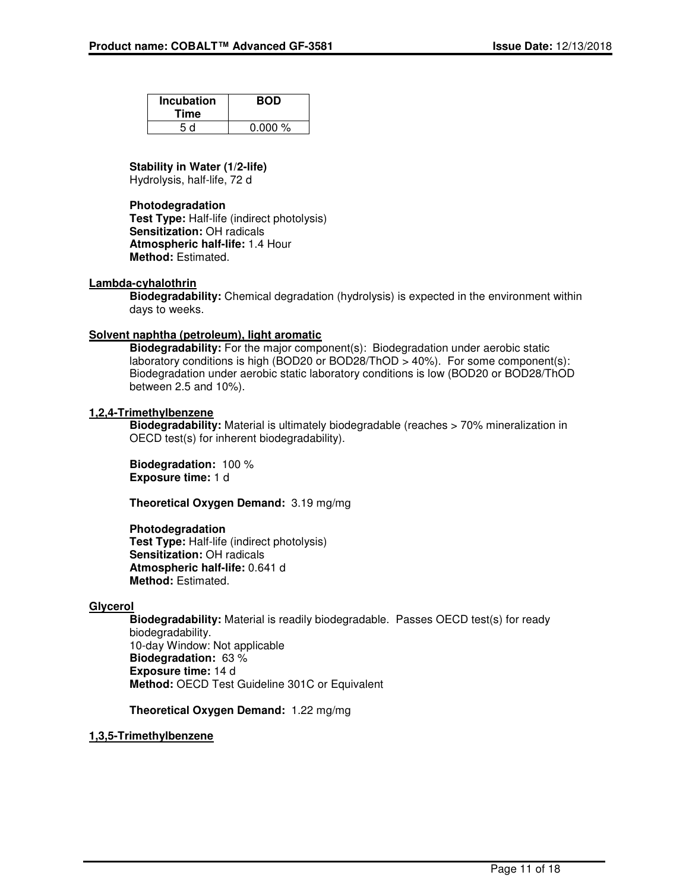| Incubation Time | BOD |
| --- | --- |
| 5 d | 0.000 % |

**Stability in Water (1/2-life)**
Hydrolysis, half-life, 72 d

**Photodegradation**
**Test Type:** Half-life (indirect photolysis)
**Sensitization:** OH radicals
**Atmospheric half-life:** 1.4 Hour
**Method:** Estimated.

**Lambda-cyhalothrin**

**Biodegradability:** Chemical degradation (hydrolysis) is expected in the environment within days to weeks.

**Solvent naphtha (petroleum), light aromatic**

**Biodegradability:** For the major component(s): Biodegradation under aerobic static laboratory conditions is high (BOD20 or BOD28/ThOD > 40%). For some component(s): Biodegradation under aerobic static laboratory conditions is low (BOD20 or BOD28/ThOD between 2.5 and 10%).

**1,2,4-Trimethylbenzene**

**Biodegradability:** Material is ultimately biodegradable (reaches > 70% mineralization in OECD test(s) for inherent biodegradability).

**Biodegradation:** 100 %
**Exposure time:** 1 d

**Theoretical Oxygen Demand:** 3.19 mg/mg

**Photodegradation**
**Test Type:** Half-life (indirect photolysis)
**Sensitization:** OH radicals
**Atmospheric half-life:** 0.641 d
**Method:** Estimated.

**Glycerol**

**Biodegradability:** Material is readily biodegradable. Passes OECD test(s) for ready biodegradability.
10-day Window: Not applicable
**Biodegradation:** 63 %
**Exposure time:** 14 d
**Method:** OECD Test Guideline 301C or Equivalent

**Theoretical Oxygen Demand:** 1.22 mg/mg

**1,3,5-Trimethylbenzene**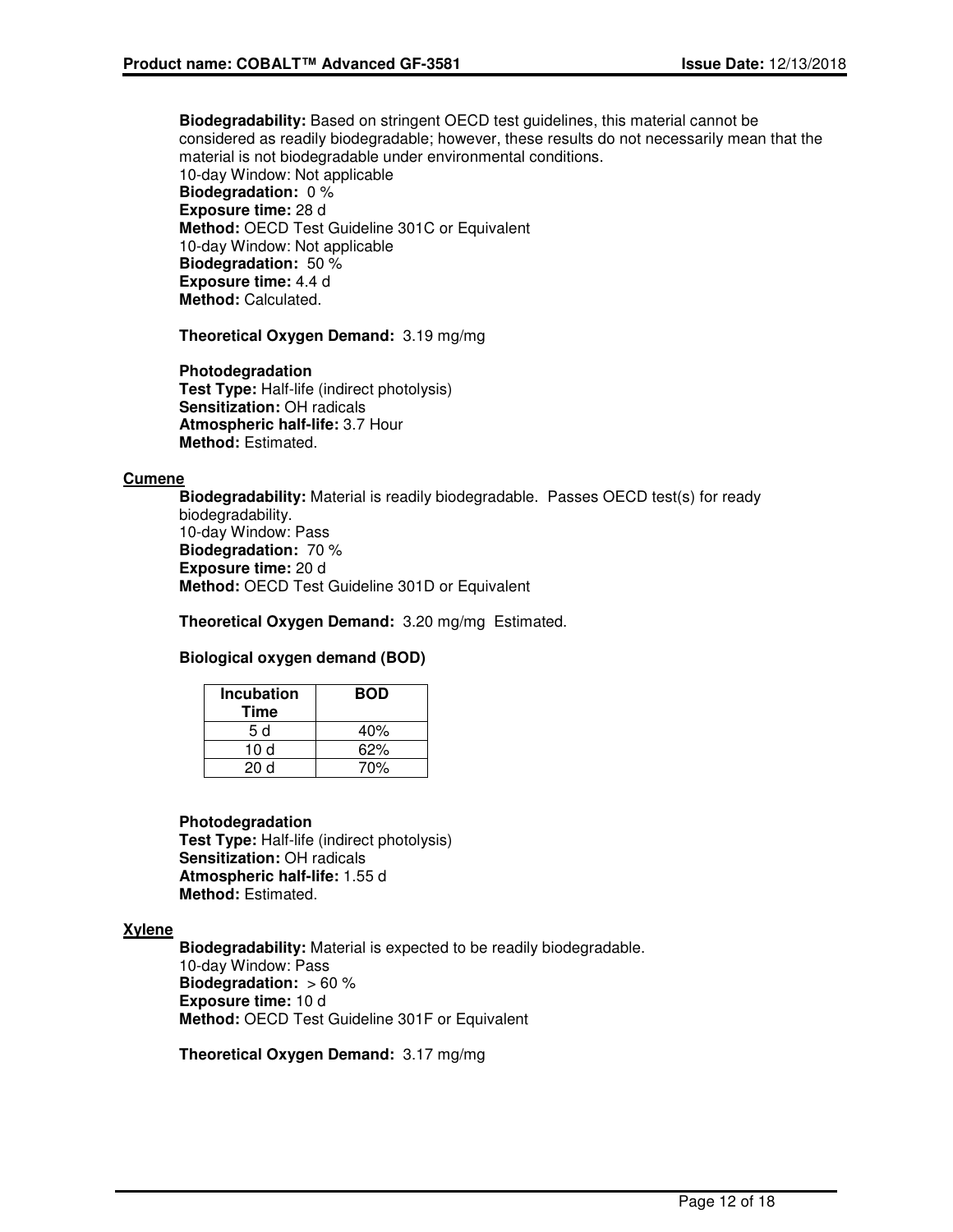**Biodegradability:** Based on stringent OECD test guidelines, this material cannot be considered as readily biodegradable; however, these results do not necessarily mean that the material is not biodegradable under environmental conditions.
10-day Window: Not applicable
**Biodegradation:** 0 %
**Exposure time:** 28 d
**Method:** OECD Test Guideline 301C or Equivalent
10-day Window: Not applicable
**Biodegradation:** 50 %
**Exposure time:** 4.4 d
**Method:** Calculated.

**Theoretical Oxygen Demand:** 3.19 mg/mg

**Photodegradation**
**Test Type:** Half-life (indirect photolysis)
**Sensitization:** OH radicals
**Atmospheric half-life:** 3.7 Hour
**Method:** Estimated.

**Cumene**

**Biodegradability:** Material is readily biodegradable. Passes OECD test(s) for ready biodegradability.
10-day Window: Pass
**Biodegradation:** 70 %
**Exposure time:** 20 d
**Method:** OECD Test Guideline 301D or Equivalent

**Theoretical Oxygen Demand:** 3.20 mg/mg Estimated.

**Biological oxygen demand (BOD)**

| Incubation Time | BOD |
|---|---|
| 5 d | 40% |
| 10 d | 62% |
| 20 d | 70% |

**Photodegradation**
**Test Type:** Half-life (indirect photolysis)
**Sensitization:** OH radicals
**Atmospheric half-life:** 1.55 d
**Method:** Estimated.

**Xylene**

**Biodegradability:** Material is expected to be readily biodegradable.
10-day Window: Pass
**Biodegradation:** > 60 %
**Exposure time:** 10 d
**Method:** OECD Test Guideline 301F or Equivalent

**Theoretical Oxygen Demand:** 3.17 mg/mg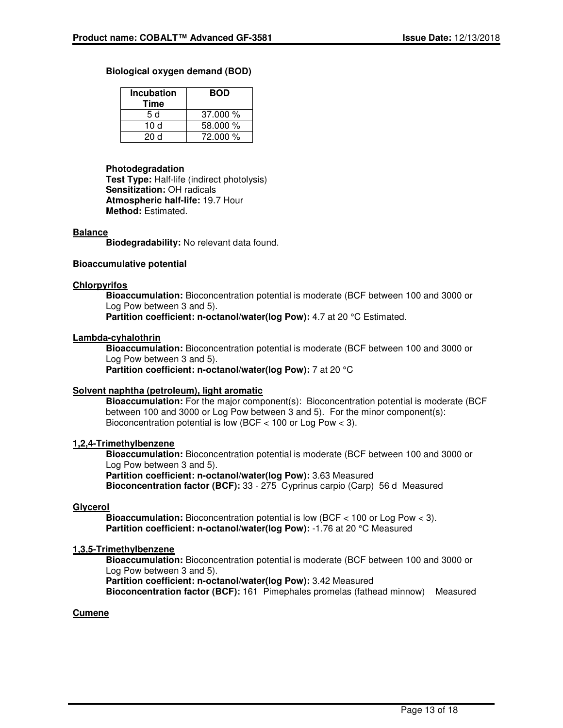**Biological oxygen demand (BOD)**

| Incubation Time | BOD |
|---|---|
| 5 d | 37.000 % |
| 10 d | 58.000 % |
| 20 d | 72.000 % |

**Photodegradation**
**Test Type:** Half-life (indirect photolysis)
**Sensitization:** OH radicals
**Atmospheric half-life:** 19.7 Hour
**Method:** Estimated.

**Balance**

**Biodegradability:** No relevant data found.

**Bioaccumulative potential**

**Chlorpyrifos**

**Bioaccumulation:** Bioconcentration potential is moderate (BCF between 100 and 3000 or Log Pow between 3 and 5).
**Partition coefficient: n-octanol/water(log Pow):** 4.7 at 20 °C Estimated.

**Lambda-cyhalothrin**

**Bioaccumulation:** Bioconcentration potential is moderate (BCF between 100 and 3000 or Log Pow between 3 and 5).
**Partition coefficient: n-octanol/water(log Pow):** 7 at 20 °C

**Solvent naphtha (petroleum), light aromatic**

**Bioaccumulation:** For the major component(s): Bioconcentration potential is moderate (BCF between 100 and 3000 or Log Pow between 3 and 5). For the minor component(s): Bioconcentration potential is low (BCF < 100 or Log Pow < 3).

**1,2,4-Trimethylbenzene**

**Bioaccumulation:** Bioconcentration potential is moderate (BCF between 100 and 3000 or Log Pow between 3 and 5).
**Partition coefficient: n-octanol/water(log Pow):** 3.63 Measured
**Bioconcentration factor (BCF):** 33 - 275 Cyprinus carpio (Carp) 56 d Measured

**Glycerol**

**Bioaccumulation:** Bioconcentration potential is low (BCF < 100 or Log Pow < 3).
**Partition coefficient: n-octanol/water(log Pow):** -1.76 at 20 °C Measured

**1,3,5-Trimethylbenzene**

**Bioaccumulation:** Bioconcentration potential is moderate (BCF between 100 and 3000 or Log Pow between 3 and 5).
**Partition coefficient: n-octanol/water(log Pow):** 3.42 Measured
**Bioconcentration factor (BCF):** 161 Pimephales promelas (fathead minnow) Measured

**Cumene**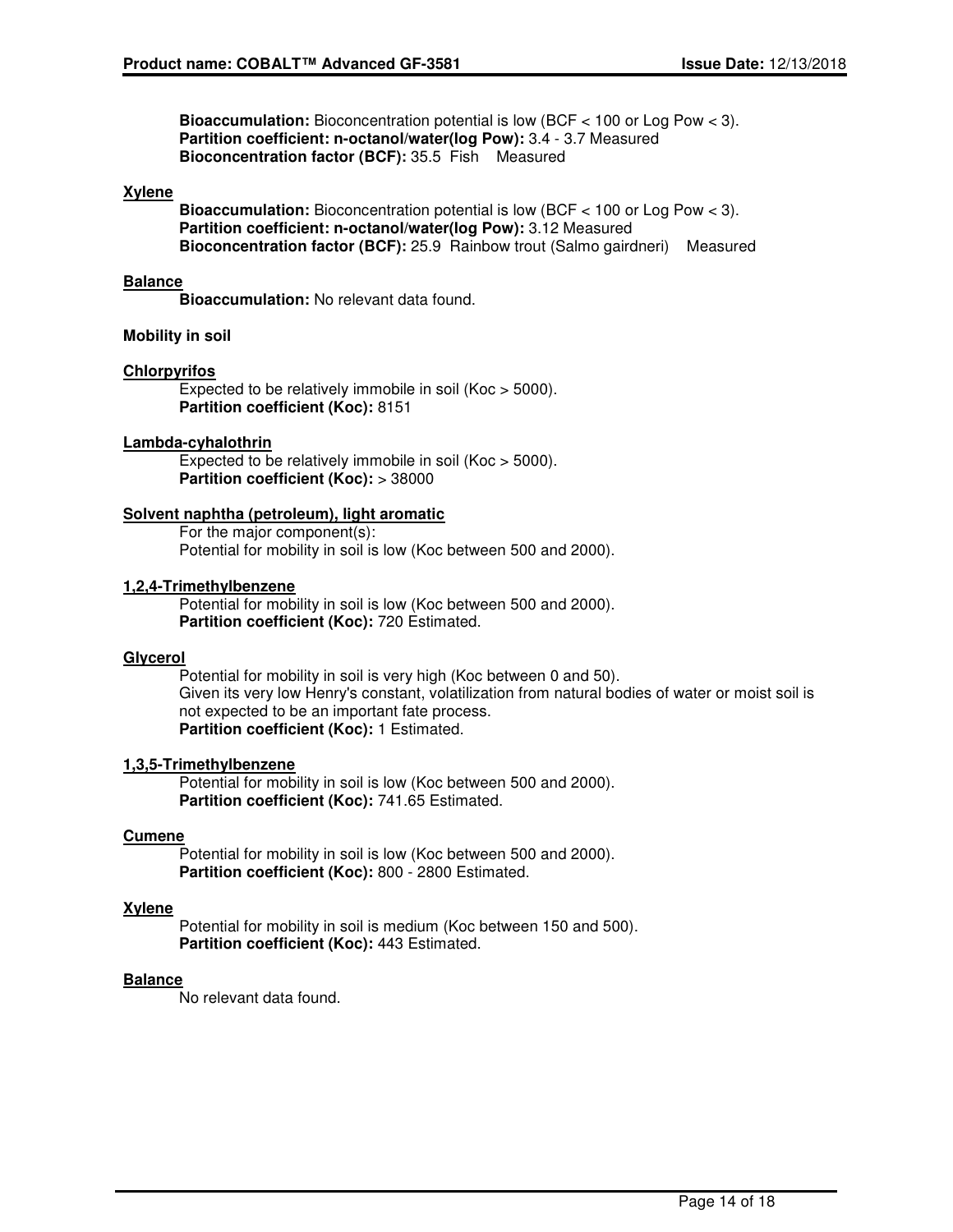**Bioaccumulation:** Bioconcentration potential is low (BCF < 100 or Log Pow < 3).
**Partition coefficient: n-octanol/water(log Pow):** 3.4 - 3.7 Measured
**Bioconcentration factor (BCF):** 35.5 Fish Measured

**Xylene**

**Bioaccumulation:** Bioconcentration potential is low (BCF < 100 or Log Pow < 3).
**Partition coefficient: n-octanol/water(log Pow):** 3.12 Measured
**Bioconcentration factor (BCF):** 25.9 Rainbow trout (Salmo gairdneri) Measured

**Balance**

**Bioaccumulation:** No relevant data found.

**Mobility in soil**

**Chlorpyrifos**

Expected to be relatively immobile in soil (Koc > 5000).
**Partition coefficient (Koc):** 8151

**Lambda-cyhalothrin**

Expected to be relatively immobile in soil (Koc > 5000).
**Partition coefficient (Koc):** > 38000

**Solvent naphtha (petroleum), light aromatic**

For the major component(s):
Potential for mobility in soil is low (Koc between 500 and 2000).

**1,2,4-Trimethylbenzene**

Potential for mobility in soil is low (Koc between 500 and 2000).
**Partition coefficient (Koc):** 720 Estimated.

**Glycerol**

Potential for mobility in soil is very high (Koc between 0 and 50).
Given its very low Henry's constant, volatilization from natural bodies of water or moist soil is not expected to be an important fate process.
**Partition coefficient (Koc):** 1 Estimated.

**1,3,5-Trimethylbenzene**

Potential for mobility in soil is low (Koc between 500 and 2000).
**Partition coefficient (Koc):** 741.65 Estimated.

**Cumene**

Potential for mobility in soil is low (Koc between 500 and 2000).
**Partition coefficient (Koc):** 800 - 2800 Estimated.

**Xylene**

Potential for mobility in soil is medium (Koc between 150 and 500).
**Partition coefficient (Koc):** 443 Estimated.

**Balance**

No relevant data found.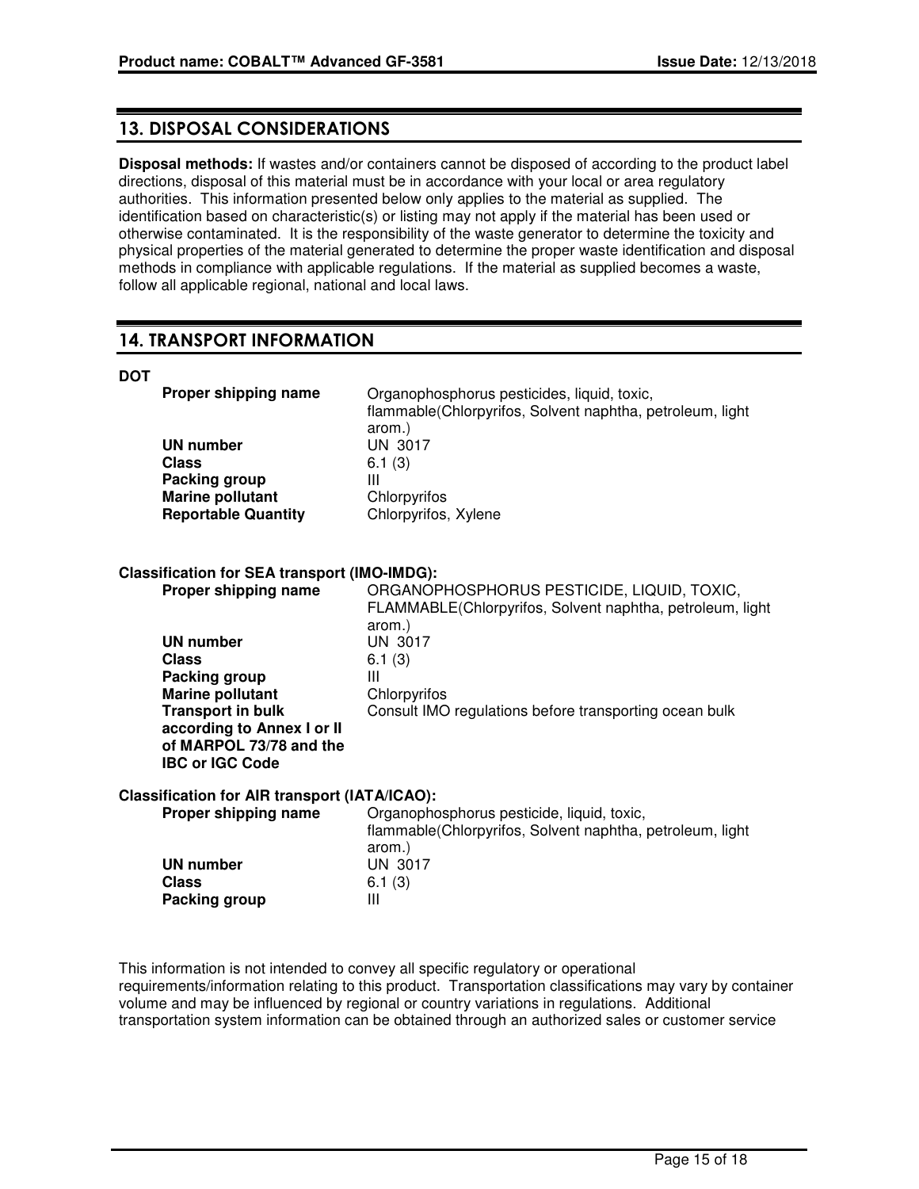## 13. DISPOSAL CONSIDERATIONS

**Disposal methods:** If wastes and/or containers cannot be disposed of according to the product label directions, disposal of this material must be in accordance with your local or area regulatory authorities. This information presented below only applies to the material as supplied. The identification based on characteristic(s) or listing may not apply if the material has been used or otherwise contaminated. It is the responsibility of the waste generator to determine the toxicity and physical properties of the material generated to determine the proper waste identification and disposal methods in compliance with applicable regulations. If the material as supplied becomes a waste, follow all applicable regional, national and local laws.

## 14. TRANSPORT INFORMATION

**DOT**

| | |
|---|---|
| **Proper shipping name** | Organophosphorus pesticides, liquid, toxic, flammable(Chlorpyrifos, Solvent naphtha, petroleum, light arom.) |
| **UN number** | UN 3017 |
| **Class** | 6.1 (3) |
| **Packing group** | III |
| **Marine pollutant** | Chlorpyrifos |
| **Reportable Quantity** | Chlorpyrifos, Xylene |

**Classification for SEA transport (IMO-IMDG):**

| | |
|---|---|
| **Proper shipping name** | ORGANOPHOSPHORUS PESTICIDE, LIQUID, TOXIC, FLAMMABLE(Chlorpyrifos, Solvent naphtha, petroleum, light arom.) |
| **UN number** | UN 3017 |
| **Class** | 6.1 (3) |
| **Packing group** | III |
| **Marine pollutant** | Chlorpyrifos |
| **Transport in bulk according to Annex I or II of MARPOL 73/78 and the IBC or IGC Code** | Consult IMO regulations before transporting ocean bulk |

**Classification for AIR transport (IATA/ICAO):**

| | |
|---|---|
| **Proper shipping name** | Organophosphorus pesticide, liquid, toxic, flammable(Chlorpyrifos, Solvent naphtha, petroleum, light arom.) |
| **UN number** | UN 3017 |
| **Class** | 6.1 (3) |
| **Packing group** | III |

This information is not intended to convey all specific regulatory or operational requirements/information relating to this product. Transportation classifications may vary by container volume and may be influenced by regional or country variations in regulations. Additional transportation system information can be obtained through an authorized sales or customer service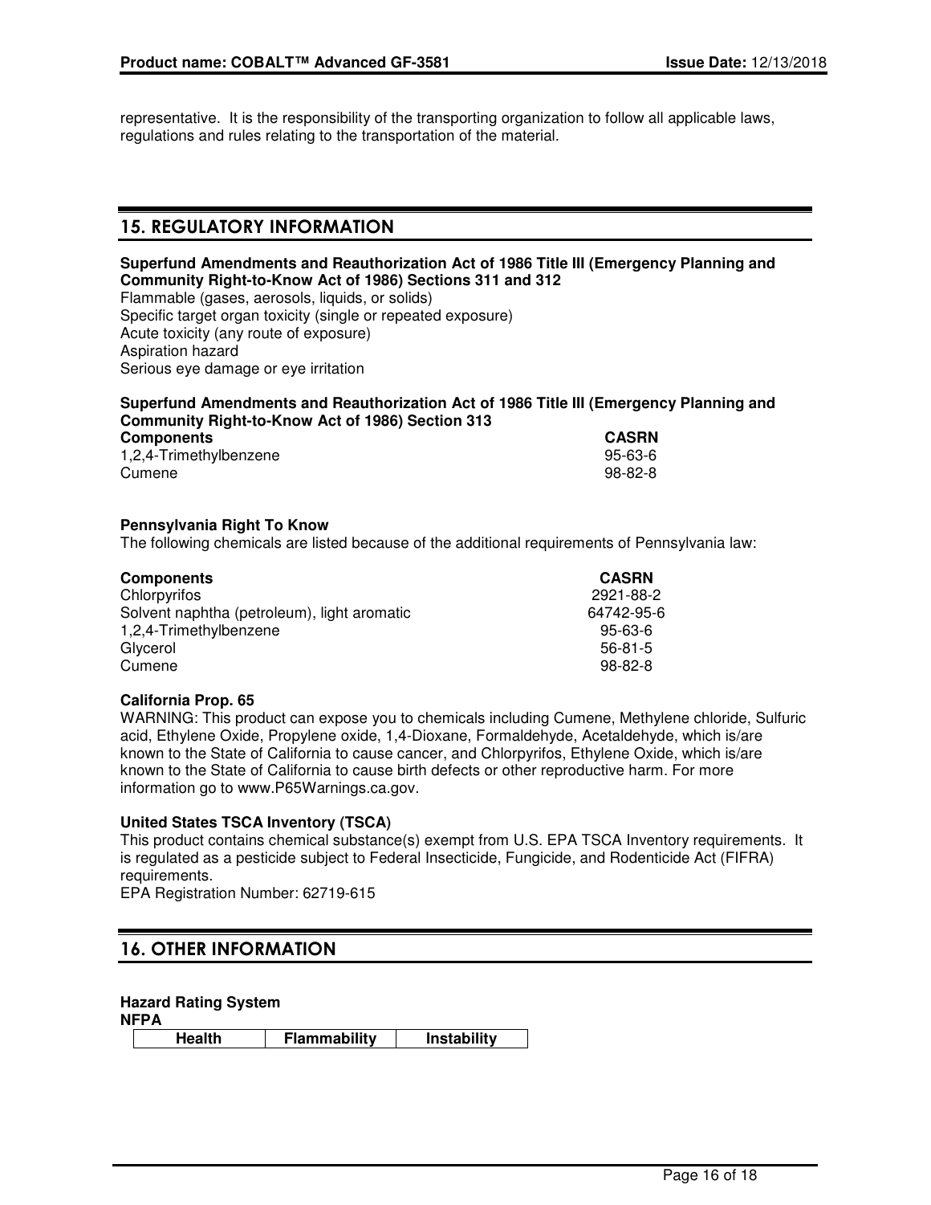representative. It is the responsibility of the transporting organization to follow all applicable laws, regulations and rules relating to the transportation of the material.

## 15. REGULATORY INFORMATION

**Superfund Amendments and Reauthorization Act of 1986 Title III (Emergency Planning and Community Right-to-Know Act of 1986) Sections 311 and 312**

Flammable (gases, aerosols, liquids, or solids)
Specific target organ toxicity (single or repeated exposure)
Acute toxicity (any route of exposure)
Aspiration hazard
Serious eye damage or eye irritation

**Superfund Amendments and Reauthorization Act of 1986 Title III (Emergency Planning and Community Right-to-Know Act of 1986) Section 313**

| Components | CASRN |
|---|---|
| 1,2,4-Trimethylbenzene | 95-63-6 |
| Cumene | 98-82-8 |

**Pennsylvania Right To Know**

The following chemicals are listed because of the additional requirements of Pennsylvania law:

| Components | CASRN |
|---|---|
| Chlorpyrifos | 2921-88-2 |
| Solvent naphtha (petroleum), light aromatic | 64742-95-6 |
| 1,2,4-Trimethylbenzene | 95-63-6 |
| Glycerol | 56-81-5 |
| Cumene | 98-82-8 |

**California Prop. 65**

WARNING: This product can expose you to chemicals including Cumene, Methylene chloride, Sulfuric acid, Ethylene Oxide, Propylene oxide, 1,4-Dioxane, Formaldehyde, Acetaldehyde, which is/are known to the State of California to cause cancer, and Chlorpyrifos, Ethylene Oxide, which is/are known to the State of California to cause birth defects or other reproductive harm. For more information go to www.P65Warnings.ca.gov.

**United States TSCA Inventory (TSCA)**

This product contains chemical substance(s) exempt from U.S. EPA TSCA Inventory requirements. It is regulated as a pesticide subject to Federal Insecticide, Fungicide, and Rodenticide Act (FIFRA) requirements.
EPA Registration Number: 62719-615

## 16. OTHER INFORMATION

**Hazard Rating System**
**NFPA**

| Health | Flammability | Instability |
|---|---|---|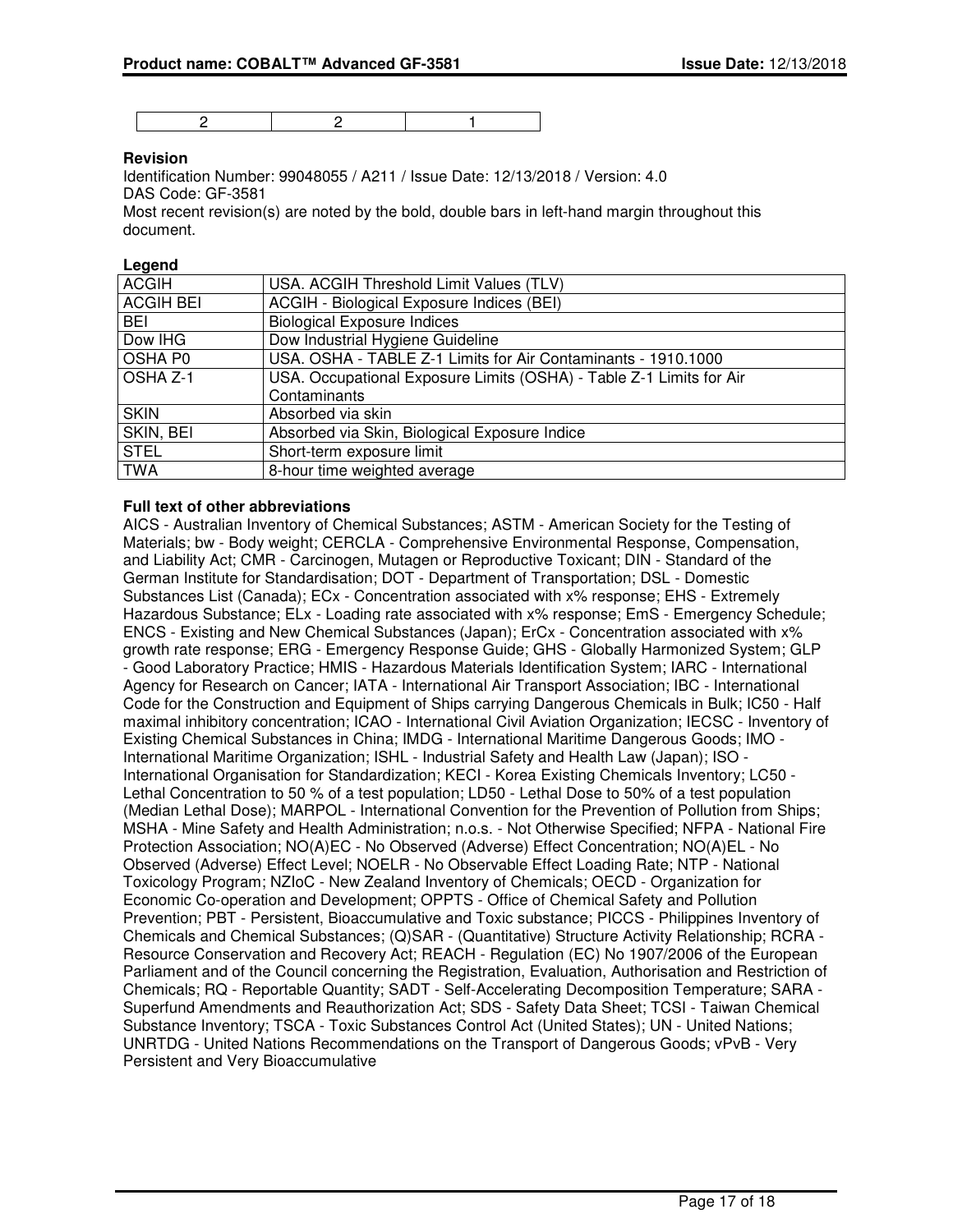| 2 | 2 | 1 |
|---|---|---|

**Revision**

Identification Number: 99048055 / A211 / Issue Date: 12/13/2018 / Version: 4.0
DAS Code: GF-3581
Most recent revision(s) are noted by the bold, double bars in left-hand margin throughout this document.

**Legend**

| ACGIH | USA. ACGIH Threshold Limit Values (TLV) |
|---|---|
| ACGIH BEI | ACGIH - Biological Exposure Indices (BEI) |
| BEI | Biological Exposure Indices |
| Dow IHG | Dow Industrial Hygiene Guideline |
| OSHA P0 | USA. OSHA - TABLE Z-1 Limits for Air Contaminants - 1910.1000 |
| OSHA Z-1 | USA. Occupational Exposure Limits (OSHA) - Table Z-1 Limits for Air Contaminants |
| SKIN | Absorbed via skin |
| SKIN, BEI | Absorbed via Skin, Biological Exposure Indice |
| STEL | Short-term exposure limit |
| TWA | 8-hour time weighted average |

**Full text of other abbreviations**

AICS - Australian Inventory of Chemical Substances; ASTM - American Society for the Testing of Materials; bw - Body weight; CERCLA - Comprehensive Environmental Response, Compensation, and Liability Act; CMR - Carcinogen, Mutagen or Reproductive Toxicant; DIN - Standard of the German Institute for Standardisation; DOT - Department of Transportation; DSL - Domestic Substances List (Canada); ECx - Concentration associated with x% response; EHS - Extremely Hazardous Substance; ELx - Loading rate associated with x% response; EmS - Emergency Schedule; ENCS - Existing and New Chemical Substances (Japan); ErCx - Concentration associated with x% growth rate response; ERG - Emergency Response Guide; GHS - Globally Harmonized System; GLP - Good Laboratory Practice; HMIS - Hazardous Materials Identification System; IARC - International Agency for Research on Cancer; IATA - International Air Transport Association; IBC - International Code for the Construction and Equipment of Ships carrying Dangerous Chemicals in Bulk; IC50 - Half maximal inhibitory concentration; ICAO - International Civil Aviation Organization; IECSC - Inventory of Existing Chemical Substances in China; IMDG - International Maritime Dangerous Goods; IMO - International Maritime Organization; ISHL - Industrial Safety and Health Law (Japan); ISO - International Organisation for Standardization; KECI - Korea Existing Chemicals Inventory; LC50 - Lethal Concentration to 50 % of a test population; LD50 - Lethal Dose to 50% of a test population (Median Lethal Dose); MARPOL - International Convention for the Prevention of Pollution from Ships; MSHA - Mine Safety and Health Administration; n.o.s. - Not Otherwise Specified; NFPA - National Fire Protection Association; NO(A)EC - No Observed (Adverse) Effect Concentration; NO(A)EL - No Observed (Adverse) Effect Level; NOELR - No Observable Effect Loading Rate; NTP - National Toxicology Program; NZIoC - New Zealand Inventory of Chemicals; OECD - Organization for Economic Co-operation and Development; OPPTS - Office of Chemical Safety and Pollution Prevention; PBT - Persistent, Bioaccumulative and Toxic substance; PICCS - Philippines Inventory of Chemicals and Chemical Substances; (Q)SAR - (Quantitative) Structure Activity Relationship; RCRA - Resource Conservation and Recovery Act; REACH - Regulation (EC) No 1907/2006 of the European Parliament and of the Council concerning the Registration, Evaluation, Authorisation and Restriction of Chemicals; RQ - Reportable Quantity; SADT - Self-Accelerating Decomposition Temperature; SARA - Superfund Amendments and Reauthorization Act; SDS - Safety Data Sheet; TCSI - Taiwan Chemical Substance Inventory; TSCA - Toxic Substances Control Act (United States); UN - United Nations; UNRTDG - United Nations Recommendations on the Transport of Dangerous Goods; vPvB - Very Persistent and Very Bioaccumulative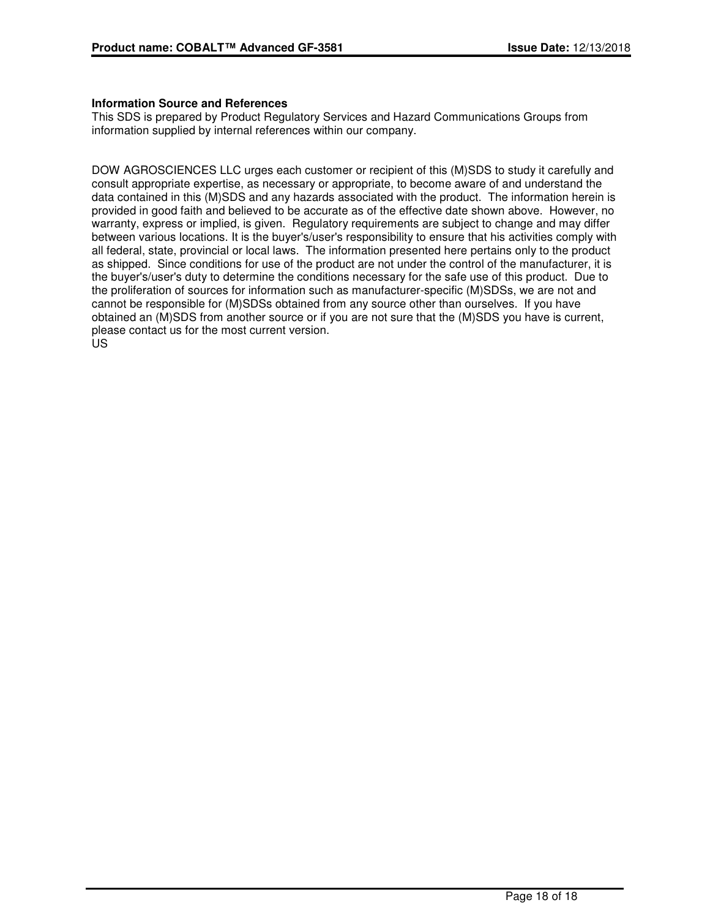**Information Source and References**

This SDS is prepared by Product Regulatory Services and Hazard Communications Groups from information supplied by internal references within our company.

DOW AGROSCIENCES LLC urges each customer or recipient of this (M)SDS to study it carefully and consult appropriate expertise, as necessary or appropriate, to become aware of and understand the data contained in this (M)SDS and any hazards associated with the product. The information herein is provided in good faith and believed to be accurate as of the effective date shown above. However, no warranty, express or implied, is given. Regulatory requirements are subject to change and may differ between various locations. It is the buyer's/user's responsibility to ensure that his activities comply with all federal, state, provincial or local laws. The information presented here pertains only to the product as shipped. Since conditions for use of the product are not under the control of the manufacturer, it is the buyer's/user's duty to determine the conditions necessary for the safe use of this product. Due to the proliferation of sources for information such as manufacturer-specific (M)SDSs, we are not and cannot be responsible for (M)SDSs obtained from any source other than ourselves. If you have obtained an (M)SDS from another source or if you are not sure that the (M)SDS you have is current, please contact us for the most current version.

US